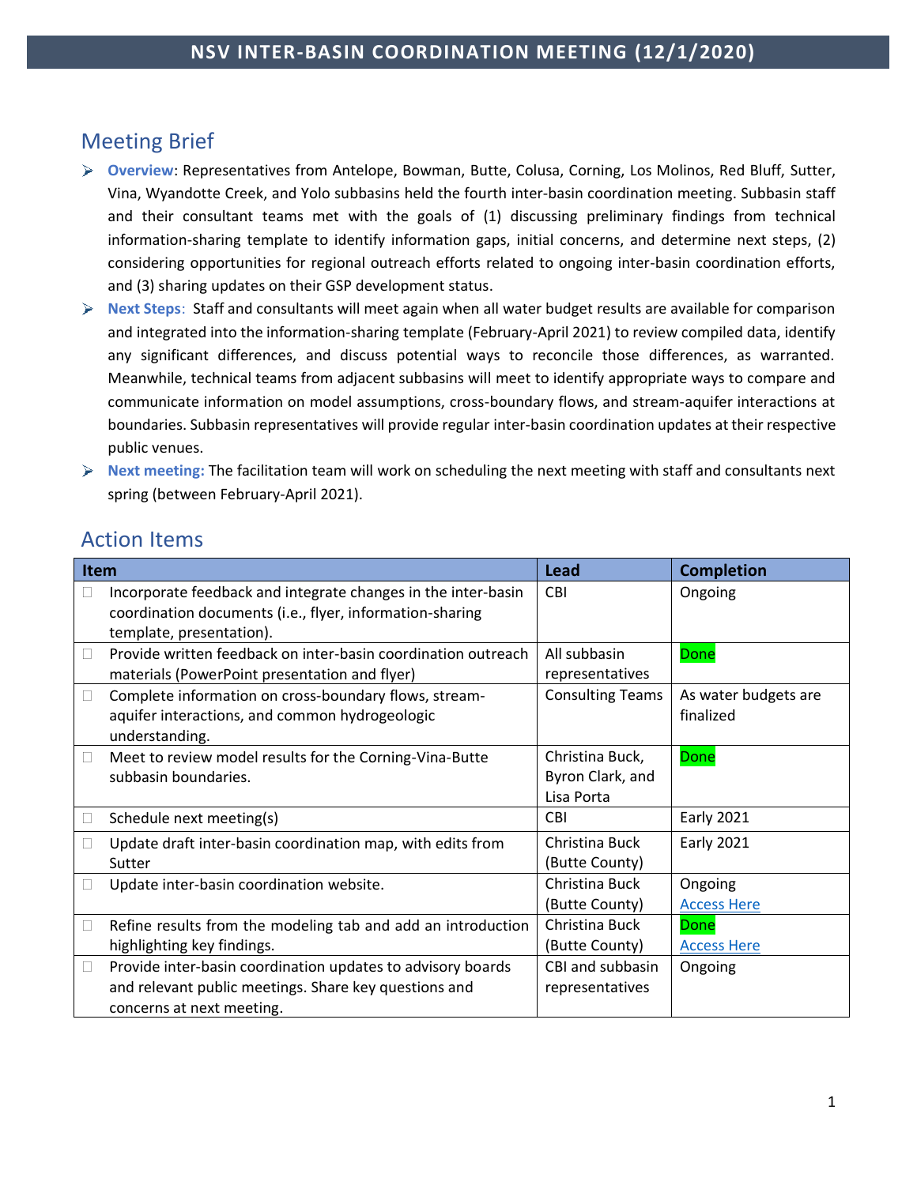# NSV INTER-BASIN COORDINATION MEETING (12/1/2020)

## Meeting Brief

- **Overview**: Representatives from Antelope, Bowman, Butte, Colusa, Corning, Los Molinos, Red Bluff, Sutter, Vina, Wyandotte Creek, and Yolo subbasins held the fourth inter-basin coordination meeting. Subbasin staff and their consultant teams met with the goals of (1) discussing preliminary findings from technical information-sharing template to identify information gaps, initial concerns, and determine next steps, (2) considering opportunities for regional outreach efforts related to ongoing inter-basin coordination efforts, and (3) sharing updates on their GSP development status.
- **Next Steps**: Staff and consultants will meet again when all water budget results are available for comparison and integrated into the information-sharing template (February-April 2021) to review compiled data, identify any significant differences, and discuss potential ways to reconcile those differences, as warranted. Meanwhile, technical teams from adjacent subbasins will meet to identify appropriate ways to compare and communicate information on model assumptions, cross-boundary flows, and stream-aquifer interactions at boundaries. Subbasin representatives will provide regular inter-basin coordination updates at their respective public venues.
- **Next meeting:** The facilitation team will work on scheduling the next meeting with staff and consultants next spring (between February-April 2021).

## Action Items

| Item | Lead | Completion |
|---|---|---|
| ☐ Incorporate feedback and integrate changes in the inter-basin coordination documents (i.e., flyer, information-sharing template, presentation). | CBI | Ongoing |
| ☐ Provide written feedback on inter-basin coordination outreach materials (PowerPoint presentation and flyer) | All subbasin representatives | Done |
| ☐ Complete information on cross-boundary flows, stream-aquifer interactions, and common hydrogeologic understanding. | Consulting Teams | As water budgets are finalized |
| ☐ Meet to review model results for the Corning-Vina-Butte subbasin boundaries. | Christina Buck, Byron Clark, and Lisa Porta | Done |
| ☐ Schedule next meeting(s) | CBI | Early 2021 |
| ☐ Update draft inter-basin coordination map, with edits from Sutter | Christina Buck (Butte County) | Early 2021 |
| ☐ Update inter-basin coordination website. | Christina Buck (Butte County) | Ongoing Access Here |
| ☐ Refine results from the modeling tab and add an introduction highlighting key findings. | Christina Buck (Butte County) | Done Access Here |
| ☐ Provide inter-basin coordination updates to advisory boards and relevant public meetings. Share key questions and concerns at next meeting. | CBI and subbasin representatives | Ongoing |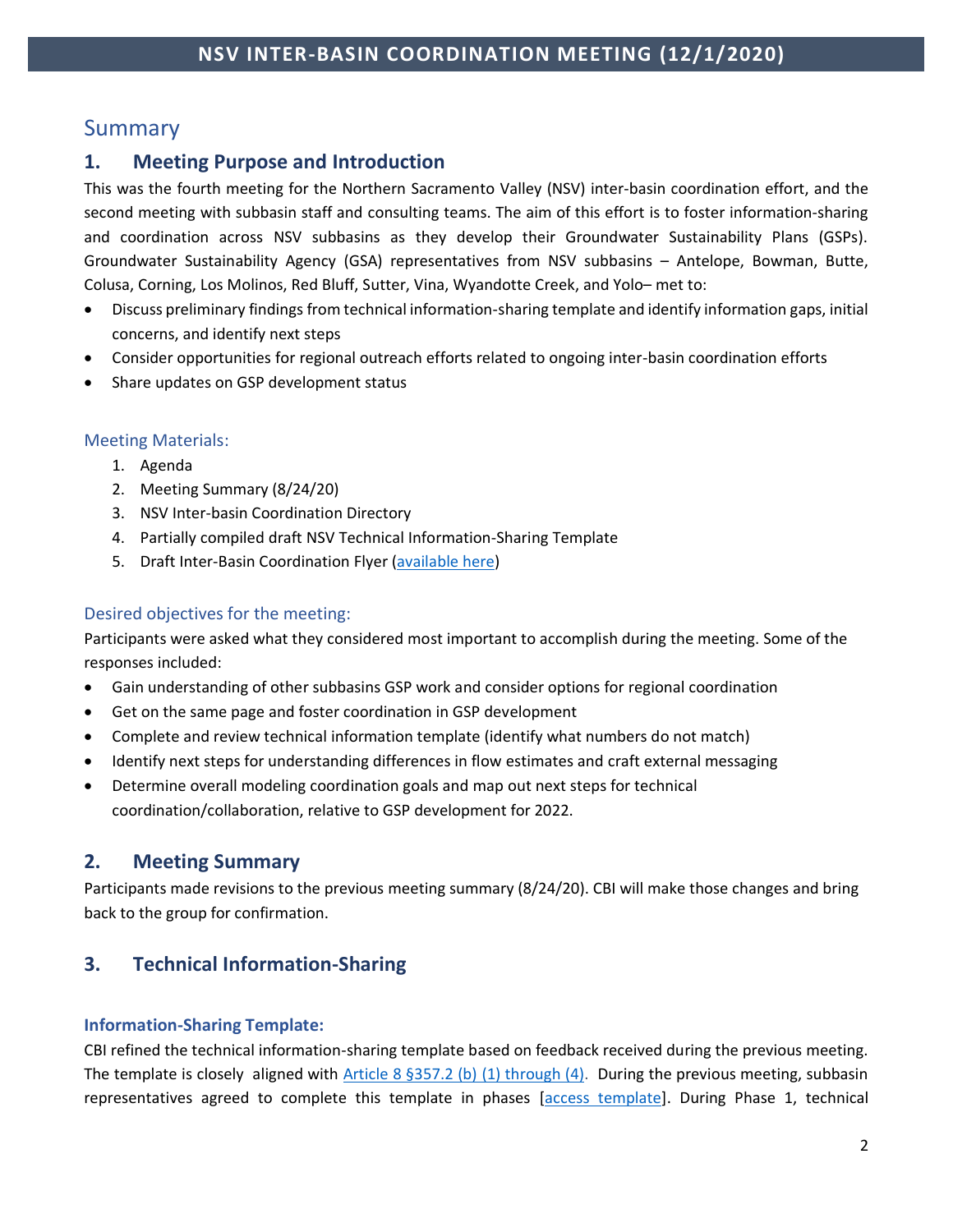# Summary

## 1. Meeting Purpose and Introduction

This was the fourth meeting for the Northern Sacramento Valley (NSV) inter-basin coordination effort, and the second meeting with subbasin staff and consulting teams. The aim of this effort is to foster information-sharing and coordination across NSV subbasins as they develop their Groundwater Sustainability Plans (GSPs). Groundwater Sustainability Agency (GSA) representatives from NSV subbasins – Antelope, Bowman, Butte, Colusa, Corning, Los Molinos, Red Bluff, Sutter, Vina, Wyandotte Creek, and Yolo– met to:

- Discuss preliminary findings from technical information-sharing template and identify information gaps, initial concerns, and identify next steps
- Consider opportunities for regional outreach efforts related to ongoing inter-basin coordination efforts
- Share updates on GSP development status

### Meeting Materials:

1. Agenda
2. Meeting Summary (8/24/20)
3. NSV Inter-basin Coordination Directory
4. Partially compiled draft NSV Technical Information-Sharing Template
5. Draft Inter-Basin Coordination Flyer (available here)

### Desired objectives for the meeting:

Participants were asked what they considered most important to accomplish during the meeting. Some of the responses included:

- Gain understanding of other subbasins GSP work and consider options for regional coordination
- Get on the same page and foster coordination in GSP development
- Complete and review technical information template (identify what numbers do not match)
- Identify next steps for understanding differences in flow estimates and craft external messaging
- Determine overall modeling coordination goals and map out next steps for technical coordination/collaboration, relative to GSP development for 2022.

## 2. Meeting Summary

Participants made revisions to the previous meeting summary (8/24/20). CBI will make those changes and bring back to the group for confirmation.

## 3. Technical Information-Sharing

**Information-Sharing Template:**

CBI refined the technical information-sharing template based on feedback received during the previous meeting. The template is closely aligned with Article 8 §357.2 (b) (1) through (4). During the previous meeting, subbasin representatives agreed to complete this template in phases [access template]. During Phase 1, technical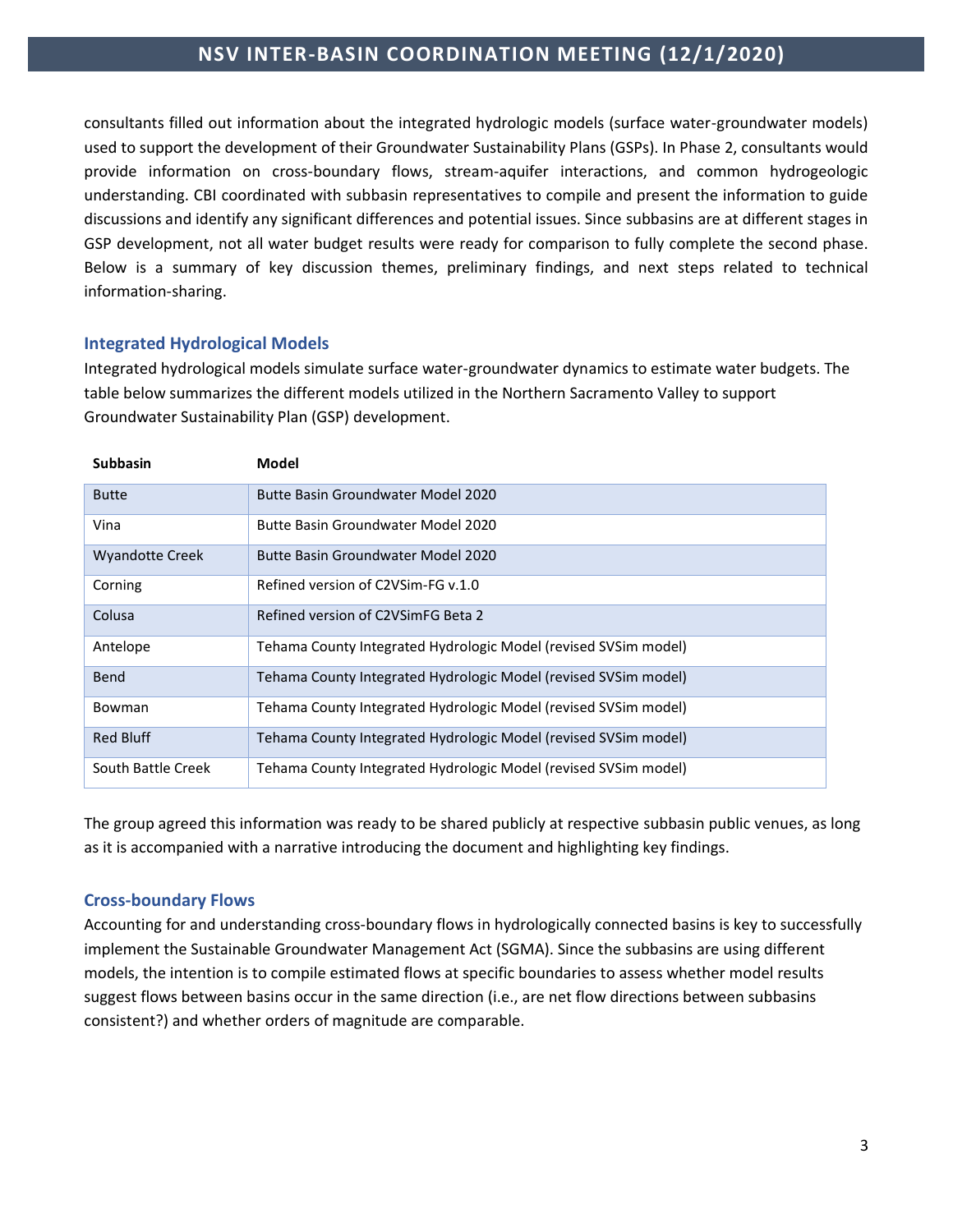consultants filled out information about the integrated hydrologic models (surface water-groundwater models) used to support the development of their Groundwater Sustainability Plans (GSPs). In Phase 2, consultants would provide information on cross-boundary flows, stream-aquifer interactions, and common hydrogeologic understanding. CBI coordinated with subbasin representatives to compile and present the information to guide discussions and identify any significant differences and potential issues. Since subbasins are at different stages in GSP development, not all water budget results were ready for comparison to fully complete the second phase. Below is a summary of key discussion themes, preliminary findings, and next steps related to technical information-sharing.

### Integrated Hydrological Models

Integrated hydrological models simulate surface water-groundwater dynamics to estimate water budgets. The table below summarizes the different models utilized in the Northern Sacramento Valley to support Groundwater Sustainability Plan (GSP) development.

| Subbasin | Model |
|---|---|
| Butte | Butte Basin Groundwater Model 2020 |
| Vina | Butte Basin Groundwater Model 2020 |
| Wyandotte Creek | Butte Basin Groundwater Model 2020 |
| Corning | Refined version of C2VSim-FG v.1.0 |
| Colusa | Refined version of C2VSimFG Beta 2 |
| Antelope | Tehama County Integrated Hydrologic Model (revised SVSim model) |
| Bend | Tehama County Integrated Hydrologic Model (revised SVSim model) |
| Bowman | Tehama County Integrated Hydrologic Model (revised SVSim model) |
| Red Bluff | Tehama County Integrated Hydrologic Model (revised SVSim model) |
| South Battle Creek | Tehama County Integrated Hydrologic Model (revised SVSim model) |

The group agreed this information was ready to be shared publicly at respective subbasin public venues, as long as it is accompanied with a narrative introducing the document and highlighting key findings.

### Cross-boundary Flows

Accounting for and understanding cross-boundary flows in hydrologically connected basins is key to successfully implement the Sustainable Groundwater Management Act (SGMA). Since the subbasins are using different models, the intention is to compile estimated flows at specific boundaries to assess whether model results suggest flows between basins occur in the same direction (i.e., are net flow directions between subbasins consistent?) and whether orders of magnitude are comparable.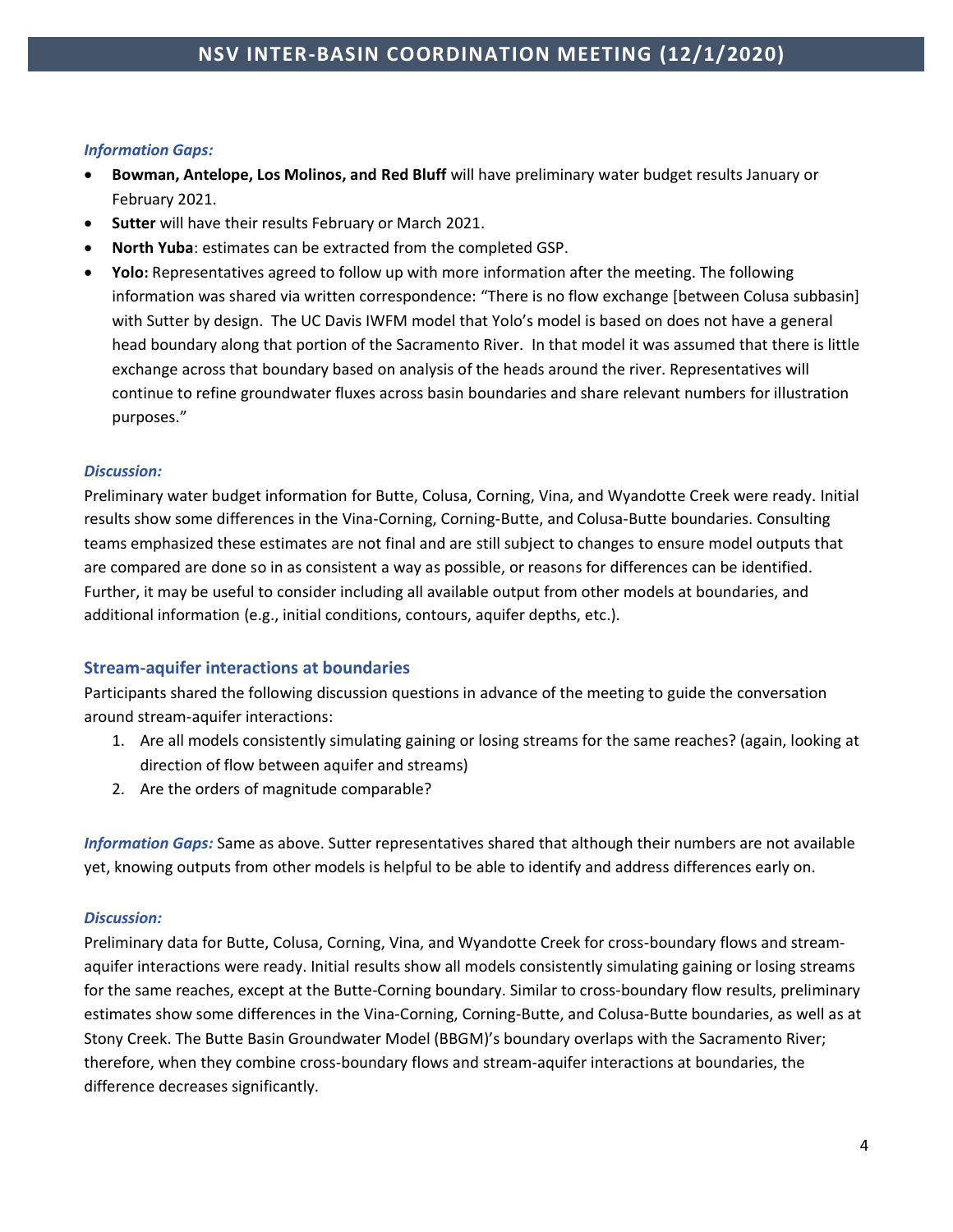***Information Gaps:***

- **Bowman, Antelope, Los Molinos, and Red Bluff** will have preliminary water budget results January or February 2021.
- **Sutter** will have their results February or March 2021.
- **North Yuba**: estimates can be extracted from the completed GSP.
- **Yolo:** Representatives agreed to follow up with more information after the meeting. The following information was shared via written correspondence: "There is no flow exchange [between Colusa subbasin] with Sutter by design. The UC Davis IWFM model that Yolo's model is based on does not have a general head boundary along that portion of the Sacramento River. In that model it was assumed that there is little exchange across that boundary based on analysis of the heads around the river. Representatives will continue to refine groundwater fluxes across basin boundaries and share relevant numbers for illustration purposes."

***Discussion:***

Preliminary water budget information for Butte, Colusa, Corning, Vina, and Wyandotte Creek were ready. Initial results show some differences in the Vina-Corning, Corning-Butte, and Colusa-Butte boundaries. Consulting teams emphasized these estimates are not final and are still subject to changes to ensure model outputs that are compared are done so in as consistent a way as possible, or reasons for differences can be identified. Further, it may be useful to consider including all available output from other models at boundaries, and additional information (e.g., initial conditions, contours, aquifer depths, etc.).

## Stream-aquifer interactions at boundaries

Participants shared the following discussion questions in advance of the meeting to guide the conversation around stream-aquifer interactions:

1. Are all models consistently simulating gaining or losing streams for the same reaches? (again, looking at direction of flow between aquifer and streams)
2. Are the orders of magnitude comparable?

***Information Gaps:*** Same as above. Sutter representatives shared that although their numbers are not available yet, knowing outputs from other models is helpful to be able to identify and address differences early on.

***Discussion:***

Preliminary data for Butte, Colusa, Corning, Vina, and Wyandotte Creek for cross-boundary flows and stream-aquifer interactions were ready. Initial results show all models consistently simulating gaining or losing streams for the same reaches, except at the Butte-Corning boundary. Similar to cross-boundary flow results, preliminary estimates show some differences in the Vina-Corning, Corning-Butte, and Colusa-Butte boundaries, as well as at Stony Creek. The Butte Basin Groundwater Model (BBGM)'s boundary overlaps with the Sacramento River; therefore, when they combine cross-boundary flows and stream-aquifer interactions at boundaries, the difference decreases significantly.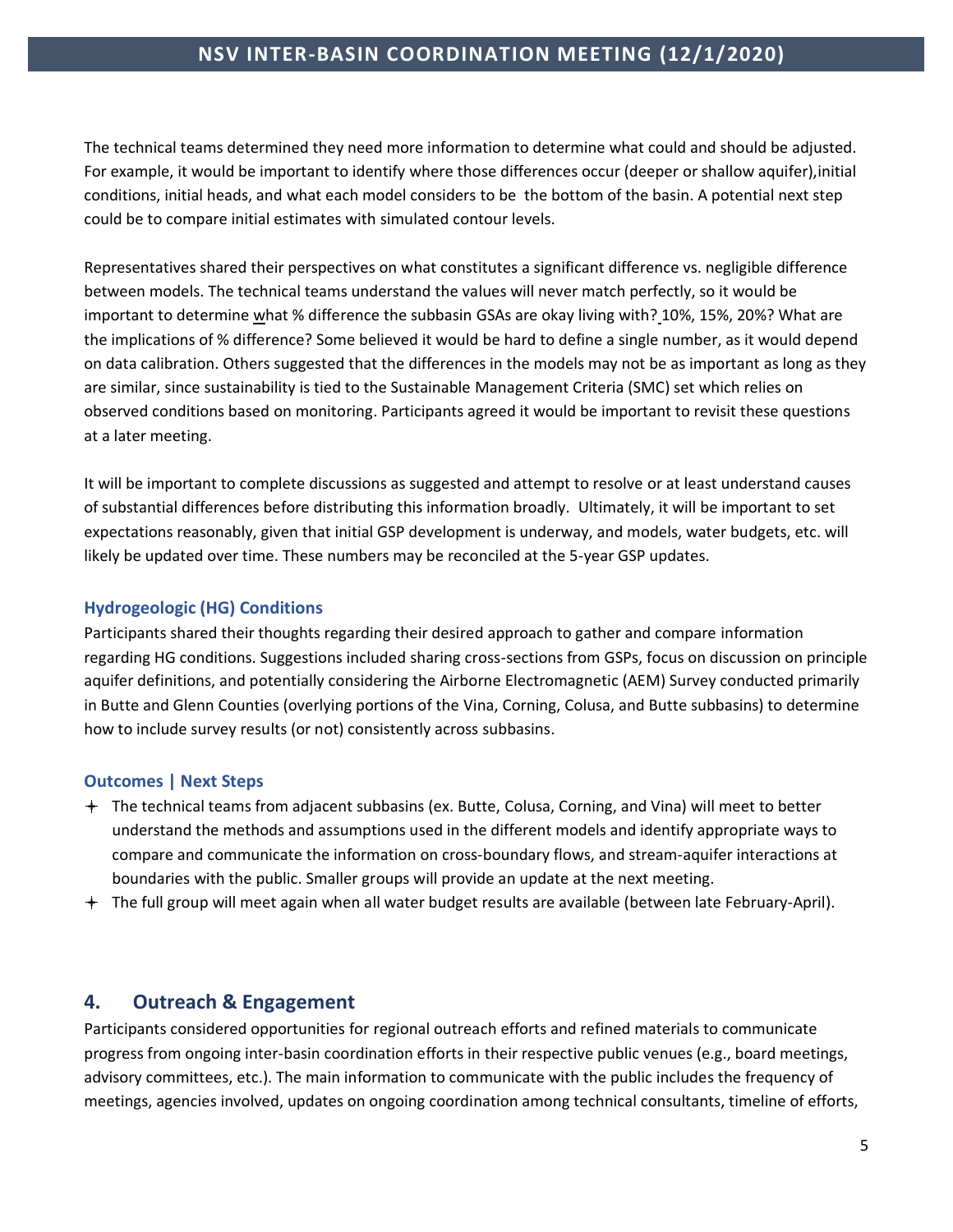The technical teams determined they need more information to determine what could and should be adjusted. For example, it would be important to identify where those differences occur (deeper or shallow aquifer),initial conditions, initial heads, and what each model considers to be the bottom of the basin. A potential next step could be to compare initial estimates with simulated contour levels.

Representatives shared their perspectives on what constitutes a significant difference vs. negligible difference between models. The technical teams understand the values will never match perfectly, so it would be important to determine what % difference the subbasin GSAs are okay living with? 10%, 15%, 20%? What are the implications of % difference? Some believed it would be hard to define a single number, as it would depend on data calibration. Others suggested that the differences in the models may not be as important as long as they are similar, since sustainability is tied to the Sustainable Management Criteria (SMC) set which relies on observed conditions based on monitoring. Participants agreed it would be important to revisit these questions at a later meeting.

It will be important to complete discussions as suggested and attempt to resolve or at least understand causes of substantial differences before distributing this information broadly. Ultimately, it will be important to set expectations reasonably, given that initial GSP development is underway, and models, water budgets, etc. will likely be updated over time. These numbers may be reconciled at the 5-year GSP updates.

### Hydrogeologic (HG) Conditions

Participants shared their thoughts regarding their desired approach to gather and compare information regarding HG conditions. Suggestions included sharing cross-sections from GSPs, focus on discussion on principle aquifer definitions, and potentially considering the Airborne Electromagnetic (AEM) Survey conducted primarily in Butte and Glenn Counties (overlying portions of the Vina, Corning, Colusa, and Butte subbasins) to determine how to include survey results (or not) consistently across subbasins.

### Outcomes | Next Steps

- The technical teams from adjacent subbasins (ex. Butte, Colusa, Corning, and Vina) will meet to better understand the methods and assumptions used in the different models and identify appropriate ways to compare and communicate the information on cross-boundary flows, and stream-aquifer interactions at boundaries with the public. Smaller groups will provide an update at the next meeting.
- The full group will meet again when all water budget results are available (between late February-April).

## 4. Outreach & Engagement

Participants considered opportunities for regional outreach efforts and refined materials to communicate progress from ongoing inter-basin coordination efforts in their respective public venues (e.g., board meetings, advisory committees, etc.). The main information to communicate with the public includes the frequency of meetings, agencies involved, updates on ongoing coordination among technical consultants, timeline of efforts,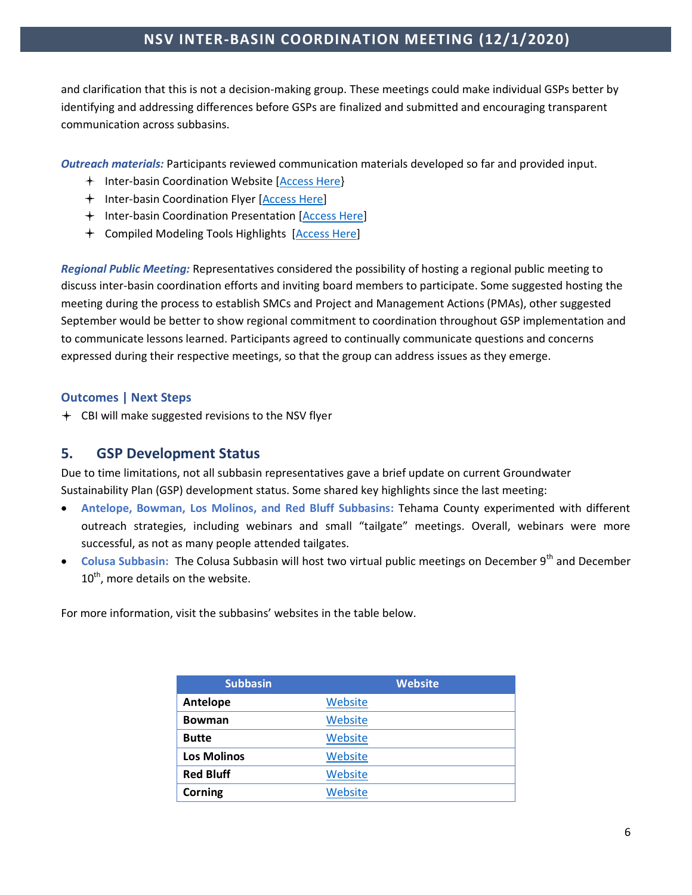and clarification that this is not a decision-making group. These meetings could make individual GSPs better by identifying and addressing differences before GSPs are finalized and submitted and encouraging transparent communication across subbasins.

***Outreach materials:*** Participants reviewed communication materials developed so far and provided input.

- Inter-basin Coordination Website [Access Here}
- Inter-basin Coordination Flyer [Access Here]
- Inter-basin Coordination Presentation [Access Here]
- Compiled Modeling Tools Highlights [Access Here]

***Regional Public Meeting:*** Representatives considered the possibility of hosting a regional public meeting to discuss inter-basin coordination efforts and inviting board members to participate. Some suggested hosting the meeting during the process to establish SMCs and Project and Management Actions (PMAs), other suggested September would be better to show regional commitment to coordination throughout GSP implementation and to communicate lessons learned. Participants agreed to continually communicate questions and concerns expressed during their respective meetings, so that the group can address issues as they emerge.

### Outcomes | Next Steps

- CBI will make suggested revisions to the NSV flyer

## 5. GSP Development Status

Due to time limitations, not all subbasin representatives gave a brief update on current Groundwater Sustainability Plan (GSP) development status. Some shared key highlights since the last meeting:

- **Antelope, Bowman, Los Molinos, and Red Bluff Subbasins:** Tehama County experimented with different outreach strategies, including webinars and small "tailgate" meetings. Overall, webinars were more successful, as not as many people attended tailgates.
- **Colusa Subbasin:** The Colusa Subbasin will host two virtual public meetings on December 9th and December 10th, more details on the website.

For more information, visit the subbasins' websites in the table below.

| Subbasin | Website |
|---|---|
| **Antelope** | Website |
| **Bowman** | Website |
| **Butte** | Website |
| **Los Molinos** | Website |
| **Red Bluff** | Website |
| **Corning** | Website |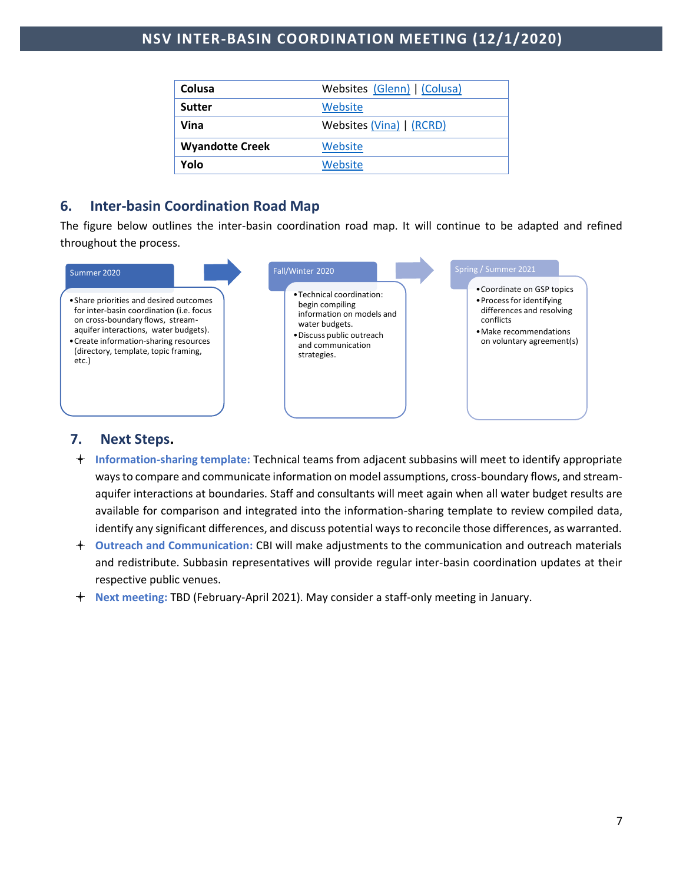| Colusa | Websites (Glenn) \| (Colusa) |
| --- | --- |
| Sutter | Website |
| Vina | Websites (Vina) \| (RCRD) |
| Wyandotte Creek | Website |
| Yolo | Website |

## 6. Inter-basin Coordination Road Map

The figure below outlines the inter-basin coordination road map. It will continue to be adapted and refined throughout the process.

**Summer 2020**

- Share priorities and desired outcomes for inter-basin coordination (i.e. focus on cross-boundary flows, stream-aquifer interactions, water budgets).
- Create information-sharing resources (directory, template, topic framing, etc.)

**Fall/Winter 2020**

- Technical coordination: begin compiling information on models and water budgets.
- Discuss public outreach and communication strategies.

**Spring / Summer 2021**

- Coordinate on GSP topics
- Process for identifying differences and resolving conflicts
- Make recommendations on voluntary agreement(s)

## 7. Next Steps.

- **Information-sharing template:** Technical teams from adjacent subbasins will meet to identify appropriate ways to compare and communicate information on model assumptions, cross-boundary flows, and stream-aquifer interactions at boundaries. Staff and consultants will meet again when all water budget results are available for comparison and integrated into the information-sharing template to review compiled data, identify any significant differences, and discuss potential ways to reconcile those differences, as warranted.
- **Outreach and Communication:** CBI will make adjustments to the communication and outreach materials and redistribute. Subbasin representatives will provide regular inter-basin coordination updates at their respective public venues.
- **Next meeting:** TBD (February-April 2021). May consider a staff-only meeting in January.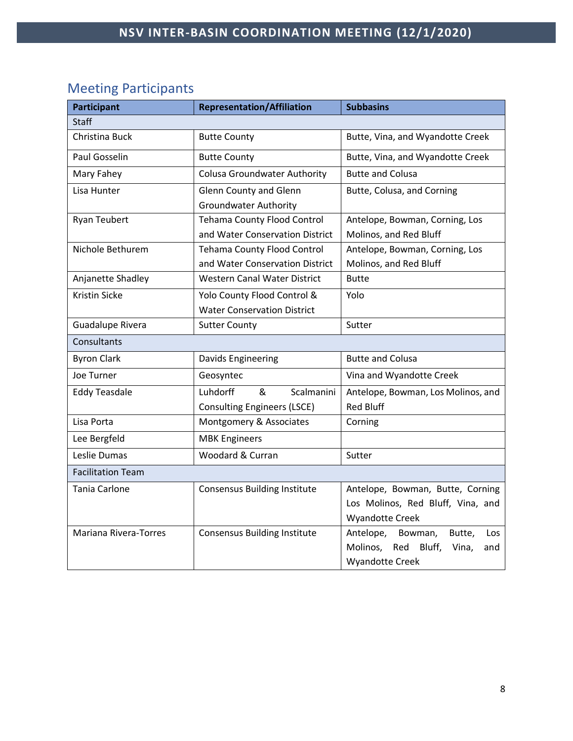## Meeting Participants

| Participant | Representation/Affiliation | Subbasins |
|---|---|---|
| Staff | | |
| Christina Buck | Butte County | Butte, Vina, and Wyandotte Creek |
| Paul Gosselin | Butte County | Butte, Vina, and Wyandotte Creek |
| Mary Fahey | Colusa Groundwater Authority | Butte and Colusa |
| Lisa Hunter | Glenn County and Glenn Groundwater Authority | Butte, Colusa, and Corning |
| Ryan Teubert | Tehama County Flood Control and Water Conservation District | Antelope, Bowman, Corning, Los Molinos, and Red Bluff |
| Nichole Bethurem | Tehama County Flood Control and Water Conservation District | Antelope, Bowman, Corning, Los Molinos, and Red Bluff |
| Anjanette Shadley | Western Canal Water District | Butte |
| Kristin Sicke | Yolo County Flood Control & Water Conservation District | Yolo |
| Guadalupe Rivera | Sutter County | Sutter |
| Consultants | | |
| Byron Clark | Davids Engineering | Butte and Colusa |
| Joe Turner | Geosyntec | Vina and Wyandotte Creek |
| Eddy Teasdale | Luhdorff & Scalmanini Consulting Engineers (LSCE) | Antelope, Bowman, Los Molinos, and Red Bluff |
| Lisa Porta | Montgomery & Associates | Corning |
| Lee Bergfeld | MBK Engineers | |
| Leslie Dumas | Woodard & Curran | Sutter |
| Facilitation Team | | |
| Tania Carlone | Consensus Building Institute | Antelope, Bowman, Butte, Corning Los Molinos, Red Bluff, Vina, and Wyandotte Creek |
| Mariana Rivera-Torres | Consensus Building Institute | Antelope, Bowman, Butte, Los Molinos, Red Bluff, Vina, and Wyandotte Creek |